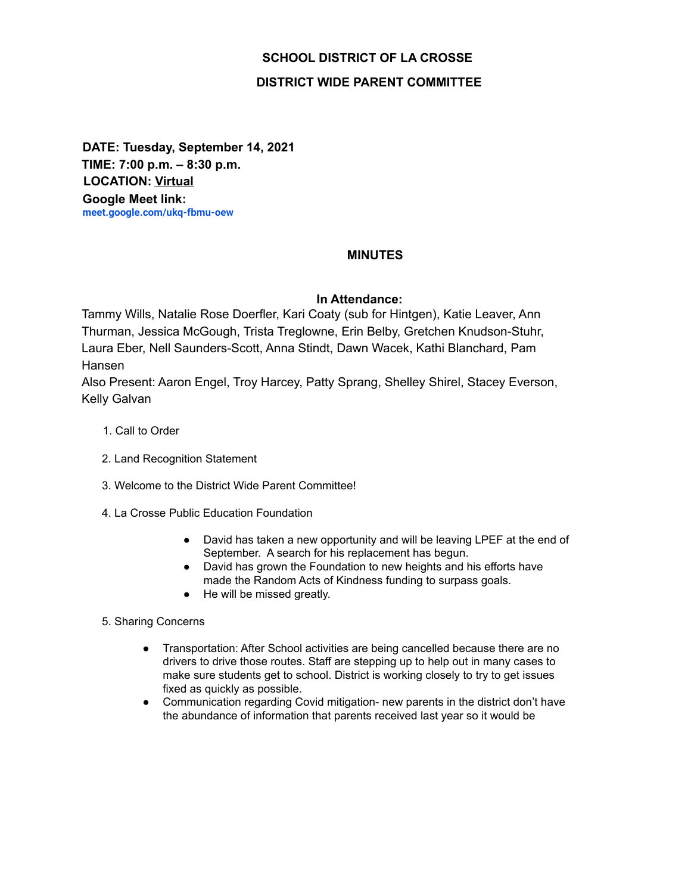# SCHOOL DISTRICT OF LA CROSSE

## DISTRICT WIDE PARENT COMMITTEE

**DATE: Tuesday, September 14, 2021**
**TIME: 7:00 p.m. – 8:30 p.m.**
**LOCATION: Virtual**
**Google Meet link:**
**meet.google.com/ukq-fbmu-oew**

## MINUTES

### In Attendance:

Tammy Wills, Natalie Rose Doerfler, Kari Coaty (sub for Hintgen), Katie Leaver, Ann Thurman, Jessica McGough, Trista Treglowne, Erin Belby, Gretchen Knudson-Stuhr, Laura Eber, Nell Saunders-Scott, Anna Stindt, Dawn Wacek, Kathi Blanchard, Pam Hansen

Also Present: Aaron Engel, Troy Harcey, Patty Sprang, Shelley Shirel, Stacey Everson, Kelly Galvan

1. Call to Order
2. Land Recognition Statement
3. Welcome to the District Wide Parent Committee!
4. La Crosse Public Education Foundation
    - David has taken a new opportunity and will be leaving LPEF at the end of September. A search for his replacement has begun.
    - David has grown the Foundation to new heights and his efforts have made the Random Acts of Kindness funding to surpass goals.
    - He will be missed greatly.
5. Sharing Concerns
    - Transportation: After School activities are being cancelled because there are no drivers to drive those routes. Staff are stepping up to help out in many cases to make sure students get to school. District is working closely to try to get issues fixed as quickly as possible.
    - Communication regarding Covid mitigation- new parents in the district don't have the abundance of information that parents received last year so it would be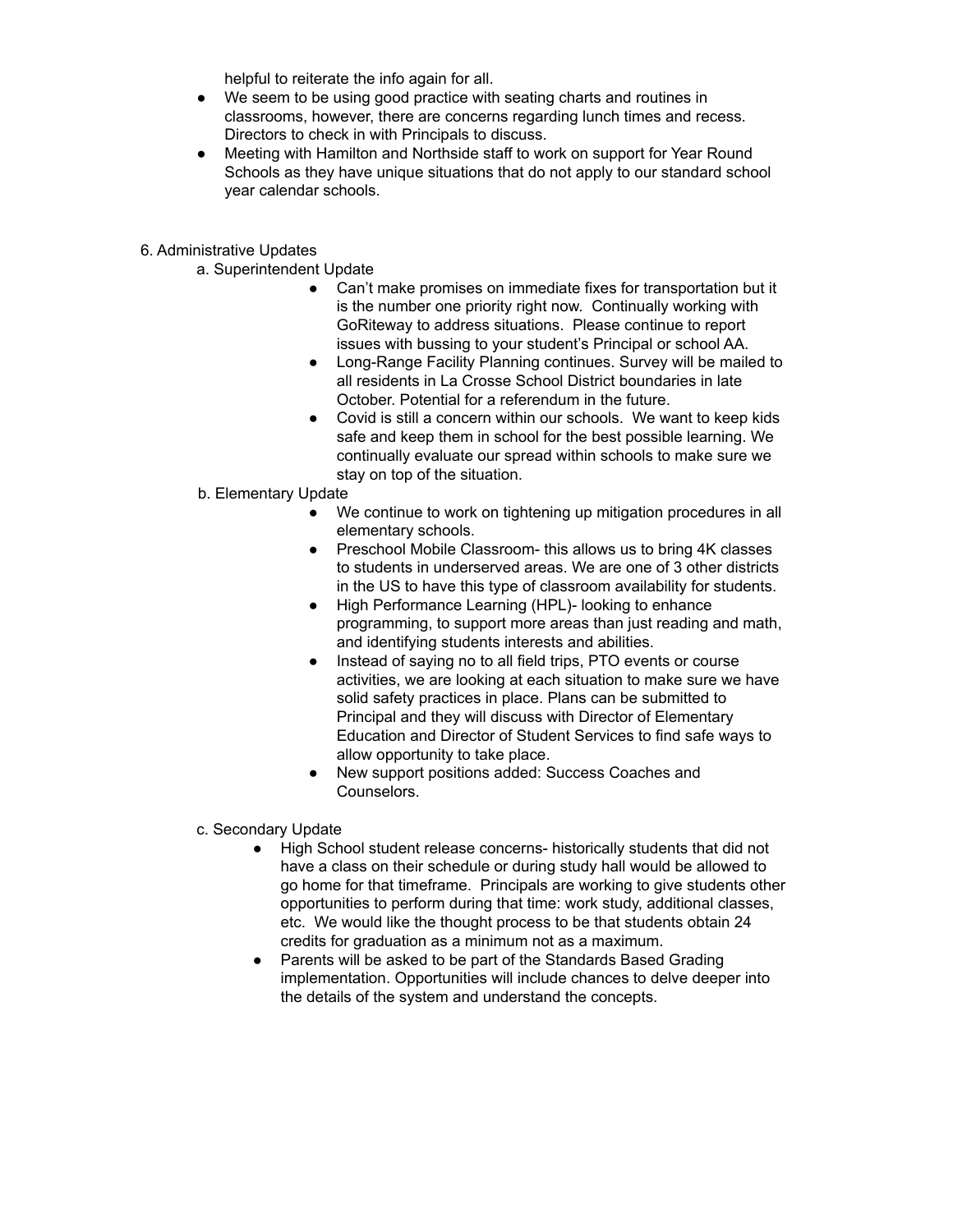helpful to reiterate the info again for all.

- We seem to be using good practice with seating charts and routines in classrooms, however, there are concerns regarding lunch times and recess. Directors to check in with Principals to discuss.
- Meeting with Hamilton and Northside staff to work on support for Year Round Schools as they have unique situations that do not apply to our standard school year calendar schools.

6. Administrative Updates

   a. Superintendent Update

      - Can't make promises on immediate fixes for transportation but it is the number one priority right now. Continually working with GoRiteway to address situations. Please continue to report issues with bussing to your student's Principal or school AA.
      - Long-Range Facility Planning continues. Survey will be mailed to all residents in La Crosse School District boundaries in late October. Potential for a referendum in the future.
      - Covid is still a concern within our schools. We want to keep kids safe and keep them in school for the best possible learning. We continually evaluate our spread within schools to make sure we stay on top of the situation.

   b. Elementary Update

      - We continue to work on tightening up mitigation procedures in all elementary schools.
      - Preschool Mobile Classroom- this allows us to bring 4K classes to students in underserved areas. We are one of 3 other districts in the US to have this type of classroom availability for students.
      - High Performance Learning (HPL)- looking to enhance programming, to support more areas than just reading and math, and identifying students interests and abilities.
      - Instead of saying no to all field trips, PTO events or course activities, we are looking at each situation to make sure we have solid safety practices in place. Plans can be submitted to Principal and they will discuss with Director of Elementary Education and Director of Student Services to find safe ways to allow opportunity to take place.
      - New support positions added: Success Coaches and Counselors.

   c. Secondary Update

      - High School student release concerns- historically students that did not have a class on their schedule or during study hall would be allowed to go home for that timeframe. Principals are working to give students other opportunities to perform during that time: work study, additional classes, etc. We would like the thought process to be that students obtain 24 credits for graduation as a minimum not as a maximum.
      - Parents will be asked to be part of the Standards Based Grading implementation. Opportunities will include chances to delve deeper into the details of the system and understand the concepts.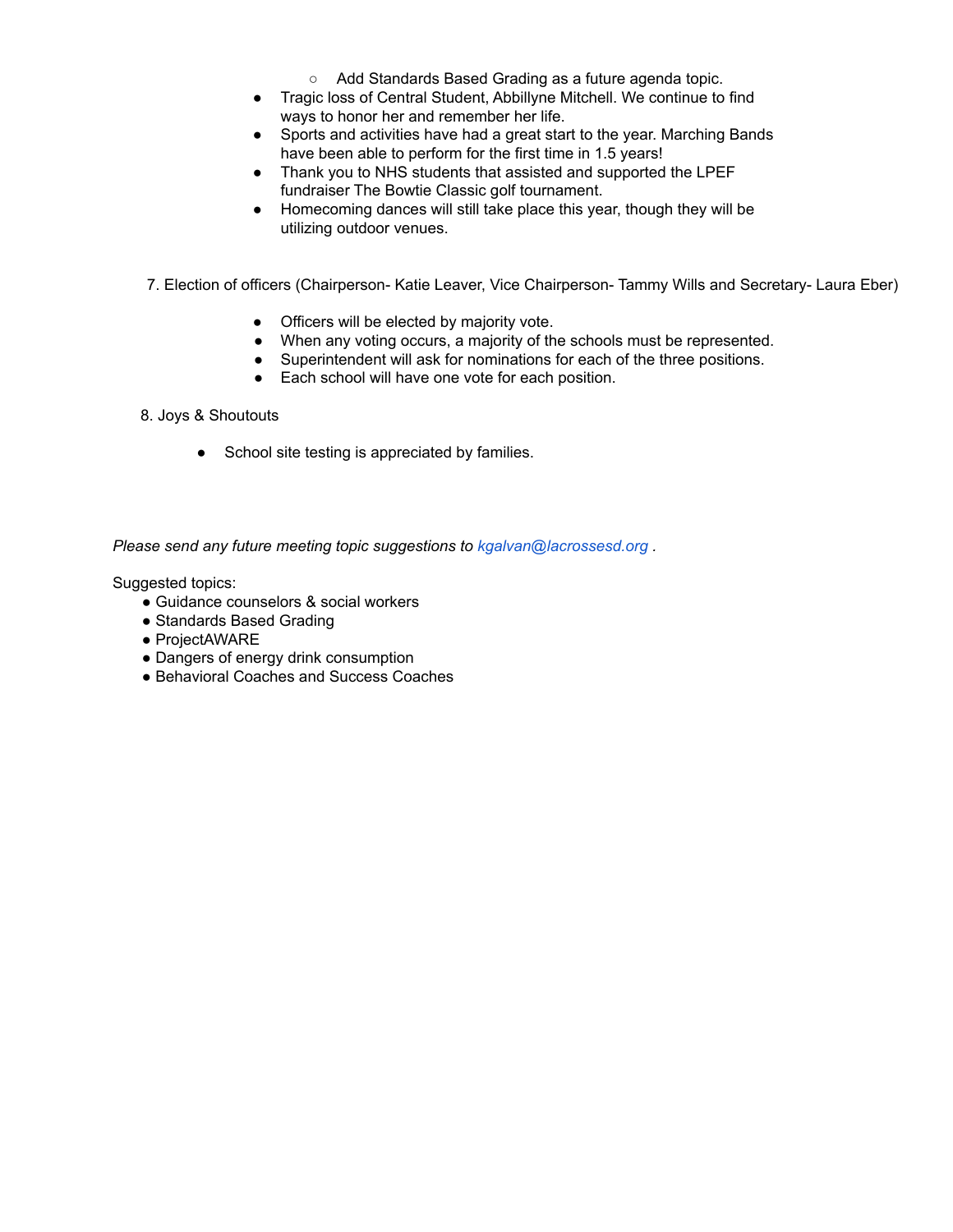- Add Standards Based Grading as a future agenda topic.
    - Tragic loss of Central Student, Abbillyne Mitchell. We continue to find ways to honor her and remember her life.
    - Sports and activities have had a great start to the year. Marching Bands have been able to perform for the first time in 1.5 years!
    - Thank you to NHS students that assisted and supported the LPEF fundraiser The Bowtie Classic golf tournament.
    - Homecoming dances will still take place this year, though they will be utilizing outdoor venues.

7. Election of officers (Chairperson- Katie Leaver, Vice Chairperson- Tammy Wills and Secretary- Laura Eber)
    - Officers will be elected by majority vote.
    - When any voting occurs, a majority of the schools must be represented.
    - Superintendent will ask for nominations for each of the three positions.
    - Each school will have one vote for each position.

8. Joys & Shoutouts
    - School site testing is appreciated by families.

*Please send any future meeting topic suggestions to kgalvan@lacrossesd.org .*

Suggested topics:

- Guidance counselors & social workers
- Standards Based Grading
- ProjectAWARE
- Dangers of energy drink consumption
- Behavioral Coaches and Success Coaches